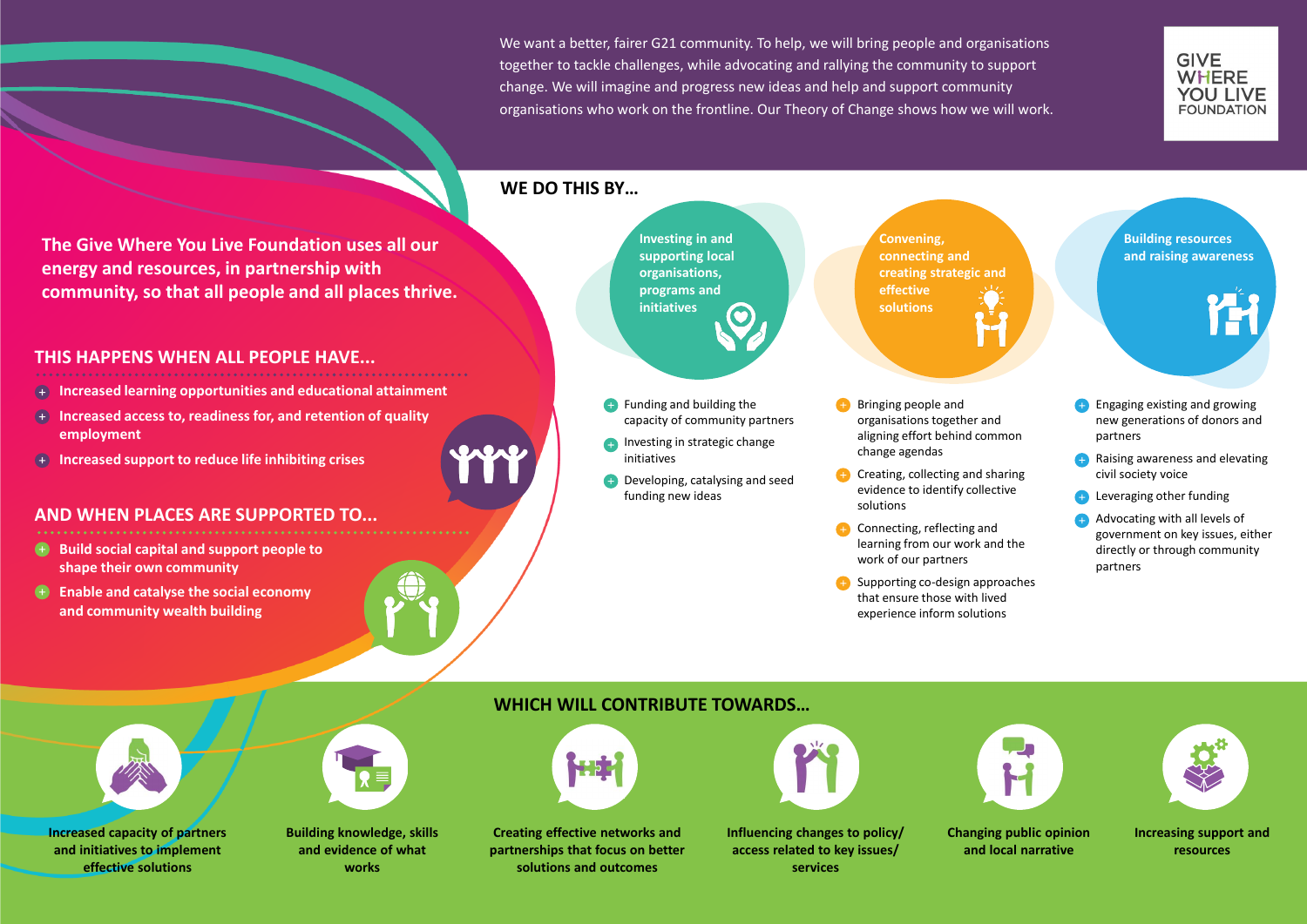We want a better, fairer G21 community. To help, we will bring people and organisations together to tackle challenges, while advocating and rallying the community to support change. We will imagine and progress new ideas and help and support community organisations who work on the frontline. Our Theory of Change shows how we will work.

GIVE WHERE YOU LIVE FOUNDATION

**The Give Where You Live Foundation uses all our energy and resources, in partnership with community, so that all people and all places thrive.**

## THIS HAPPENS WHEN ALL PEOPLE HAVE...

- Increased learning opportunities and educational attainment
- Increased access to, readiness for, and retention of quality employment
- Increased support to reduce life inhibiting crises

## AND WHEN PLACES ARE SUPPORTED TO...

- Build social capital and support people to shape their own community
- Enable and catalyse the social economy and community wealth building

## WE DO THIS BY...

### Investing in and supporting local organisations, programs and initiatives

- Funding and building the capacity of community partners
- Investing in strategic change initiatives
- Developing, catalysing and seed funding new ideas

### Convening, connecting and creating strategic and effective solutions

- Bringing people and organisations together and aligning effort behind common change agendas
- Creating, collecting and sharing evidence to identify collective solutions
- Connecting, reflecting and learning from our work and the work of our partners
- Supporting co-design approaches that ensure those with lived experience inform solutions

### Building resources and raising awareness

- Engaging existing and growing new generations of donors and partners
- Raising awareness and elevating civil society voice
- Leveraging other funding
- Advocating with all levels of government on key issues, either directly or through community partners

## WHICH WILL CONTRIBUTE TOWARDS...

- Increased capacity of partners and initiatives to implement effective solutions
- Building knowledge, skills and evidence of what works
- Creating effective networks and partnerships that focus on better solutions and outcomes
- Influencing changes to policy/ access related to key issues/ services
- Changing public opinion and local narrative
- Increasing support and resources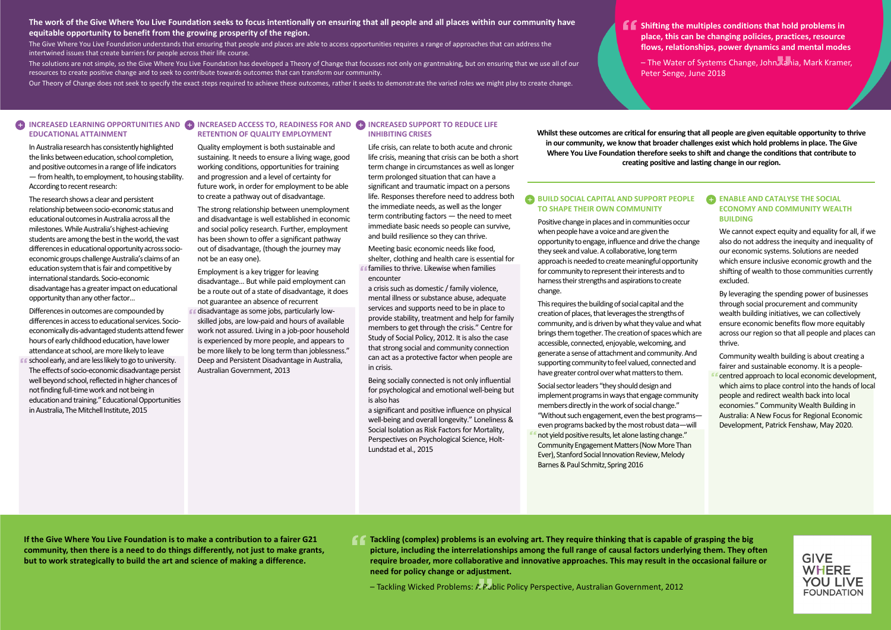**The work of the Give Where You Live Foundation seeks to focus intentionally on ensuring that all people and all places within our community have equitable opportunity to benefit from the growing prosperity of the region.**

The Give Where You Live Foundation understands that ensuring that people and places are able to access opportunities requires a range of approaches that can address the intertwined issues that create barriers for people across their life course.

The solutions are not simple, so the Give Where You Live Foundation has developed a Theory of Change that focusses not only on grantmaking, but on ensuring that we use all of our resources to create positive change and to seek to contribute towards outcomes that can transform our community.

Our Theory of Change does not seek to specify the exact steps required to achieve these outcomes, rather it seeks to demonstrate the varied roles we might play to create change.

> **Shifting the multiples conditions that hold problems in place, this can be changing policies, practices, resource flows, relationships, power dynamics and mental modes**
>
> – The Water of Systems Change, John Kania, Mark Kramer, Peter Senge, June 2018

## INCREASED LEARNING OPPORTUNITIES AND EDUCATIONAL ATTAINMENT

In Australia research has consistently highlighted the links between education, school completion, and positive outcomes in a range of life indicators — from health, to employment, to housing stability. According to recent research:

The research shows a clear and persistent relationship between socio-economic status and educational outcomes in Australia across all the milestones. While Australia's highest-achieving students are among the best in the world, the vast differences in educational opportunity across socio-economic groups challenge Australia's claims of an education system that is fair and competitive by international standards. Socio-economic disadvantage has a greater impact on educational opportunity than any other factor...

Differences in outcomes are compounded by differences in access to educational services. Socio-economically dis-advantaged students attend fewer hours of early childhood education, have lower attendance at school, are more likely to leave school early, and are less likely to go to university. The effects of socio-economic disadvantage persist well beyond school, reflected in higher chances of not finding full-time work and not being in education and training." Educational Opportunities in Australia, The Mitchell Institute, 2015

## INCREASED ACCESS TO, READINESS FOR AND RETENTION OF QUALITY EMPLOYMENT

Quality employment is both sustainable and sustaining. It needs to ensure a living wage, good working conditions, opportunities for training and progression and a level of certainty for future work, in order for employment to be able to create a pathway out of disadvantage.

The strong relationship between unemployment and disadvantage is well established in economic and social policy research. Further, employment has been shown to offer a significant pathway out of disadvantage, (though the journey may not be an easy one).

Employment is a key trigger for leaving disadvantage... But while paid employment can be a route out of a state of disadvantage, it does not guarantee an absence of recurrent disadvantage as some jobs, particularly low-skilled jobs, are low-paid and hours of available work not assured. Living in a job-poor household is experienced by more people, and appears to be more likely to be long term than joblessness." Deep and Persistent Disadvantage in Australia, Australian Government, 2013

## INCREASED SUPPORT TO REDUCE LIFE INHIBITING CRISES

Life crisis, can relate to both acute and chronic life crisis, meaning that crisis can be both a short term change in circumstances as well as longer term prolonged situation that can have a significant and traumatic impact on a persons life. Responses therefore need to address both the immediate needs, as well as the longer term contributing factors — the need to meet immediate basic needs so people can survive, and build resilience so they can thrive.

Meeting basic economic needs like food, shelter, clothing and health care is essential for families to thrive. Likewise when families encounter a crisis such as domestic / family violence, mental illness or substance abuse, adequate services and supports need to be in place to provide stability, treatment and help for family members to get through the crisis." Centre for Study of Social Policy, 2012. It is also the case that strong social and community connection can act as a protective factor when people are in crisis.

Being socially connected is not only influential for psychological and emotional well-being but is also has a significant and positive influence on physical well-being and overall longevity." Loneliness & Social Isolation as Risk Factors for Mortality, Perspectives on Psychological Science, Holt-Lundstad et al., 2015

**Whilst these outcomes are critical for ensuring that all people are given equitable opportunity to thrive in our community, we know that broader challenges exist which hold problems in place. The Give Where You Live Foundation therefore seeks to shift and change the conditions that contribute to creating positive and lasting change in our region.**

## BUILD SOCIAL CAPITAL AND SUPPORT PEOPLE TO SHAPE THEIR OWN COMMUNITY

Positive change in places and in communities occur when people have a voice and are given the opportunity to engage, influence and drive the change they seek and value. A collaborative, long term approach is needed to create meaningful opportunity for community to represent their interests and to harness their strengths and aspirations to create change.

This requires the building of social capital and the creation of places, that leverages the strengths of community, and is driven by what they value and what brings them together. The creation of spaces which are accessible, connected, enjoyable, welcoming, and generate a sense of attachment and community. And supporting community to feel valued, connected and have greater control over what matters to them.

Social sector leaders "they should design and implement programs in ways that engage community members directly in the work of social change." "Without such engagement, even the best programs—even programs backed by the most robust data—will not yield positive results, let alone lasting change." Community Engagement Matters (Now More Than Ever), Stanford Social Innovation Review, Melody Barnes & Paul Schmitz, Spring 2016

## ENABLE AND CATALYSE THE SOCIAL ECONOMY AND COMMUNITY WEALTH BUILDING

We cannot expect equity and equality for all, if we also do not address the inequity and inequality of our economic systems. Solutions are needed which ensure inclusive economic growth and the shifting of wealth to those communities currently excluded.

By leveraging the spending power of businesses through social procurement and community wealth building initiatives, we can collectively ensure economic benefits flow more equitably across our region so that all people and places can thrive.

Community wealth building is about creating a fairer and sustainable economy. It is a people-centred approach to local economic development, which aims to place control into the hands of local people and redirect wealth back into local economies." Community Wealth Building in Australia: A New Focus for Regional Economic Development, Patrick Fenshaw, May 2020.

**If the Give Where You Live Foundation is to make a contribution to a fairer G21 community, then there is a need to do things differently, not just to make grants, but to work strategically to build the art and science of making a difference.**

> **Tackling (complex) problems is an evolving art. They require thinking that is capable of grasping the big picture, including the interrelationships among the full range of causal factors underlying them. They often require broader, more collaborative and innovative approaches. This may result in the occasional failure or need for policy change or adjustment.**
>
> – Tackling Wicked Problems: A Public Policy Perspective, Australian Government, 2012

GIVE WHERE YOU LIVE FOUNDATION